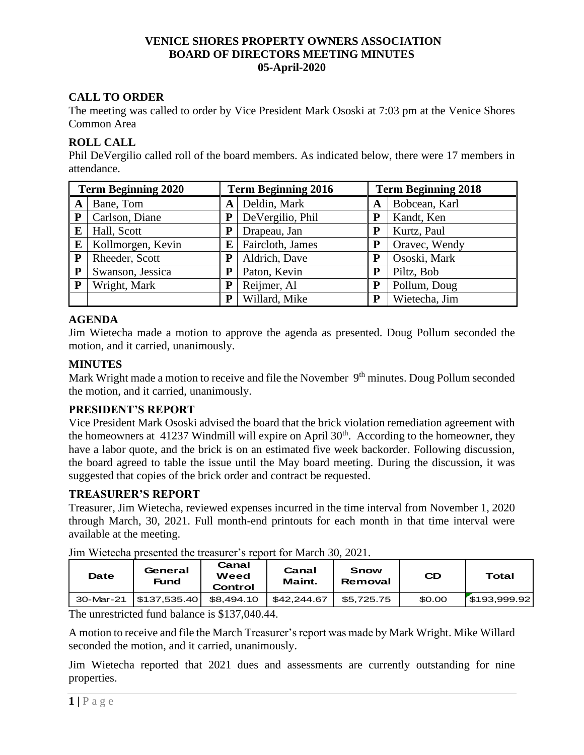**VENICE SHORES PROPERTY OWNERS ASSOCIATION**
**BOARD OF DIRECTORS MEETING MINUTES**
**05-April-2020**

## CALL TO ORDER

The meeting was called to order by Vice President Mark Ososki at 7:03 pm at the Venice Shores Common Area

## ROLL CALL

Phil DeVergilio called roll of the board members. As indicated below, there were 17 members in attendance.

| Term Beginning 2020 | | Term Beginning 2016 | | Term Beginning 2018 | |
|---|---|---|---|---|---|
| A | Bane, Tom | A | Deldin, Mark | A | Bobcean, Karl |
| P | Carlson, Diane | P | DeVergilio, Phil | P | Kandt, Ken |
| E | Hall, Scott | P | Drapeau, Jan | P | Kurtz, Paul |
| E | Kollmorgen, Kevin | E | Faircloth, James | P | Oravec, Wendy |
| P | Rheeder, Scott | P | Aldrich, Dave | P | Ososki, Mark |
| P | Swanson, Jessica | P | Paton, Kevin | P | Piltz, Bob |
| P | Wright, Mark | P | Reijmer, Al | P | Pollum, Doug |
| | | P | Willard, Mike | P | Wietecha, Jim |

## AGENDA

Jim Wietecha made a motion to approve the agenda as presented. Doug Pollum seconded the motion, and it carried, unanimously.

## MINUTES

Mark Wright made a motion to receive and file the November 9th minutes. Doug Pollum seconded the motion, and it carried, unanimously.

## PRESIDENT'S REPORT

Vice President Mark Ososki advised the board that the brick violation remediation agreement with the homeowners at 41237 Windmill will expire on April 30th. According to the homeowner, they have a labor quote, and the brick is on an estimated five week backorder. Following discussion, the board agreed to table the issue until the May board meeting. During the discussion, it was suggested that copies of the brick order and contract be requested.

## TREASURER'S REPORT

Treasurer, Jim Wietecha, reviewed expenses incurred in the time interval from November 1, 2020 through March, 30, 2021. Full month-end printouts for each month in that time interval were available at the meeting.

Jim Wietecha presented the treasurer's report for March 30, 2021.

| Date | General Fund | Canal Weed Control | Canal Maint. | Snow Removal | CD | Total |
|---|---|---|---|---|---|---|
| 30-Mar-21 | $137,535.40 | $8,494.10 | $42,244.67 | $5,725.75 | $0.00 | $193,999.92 |

The unrestricted fund balance is $137,040.44.

A motion to receive and file the March Treasurer's report was made by Mark Wright. Mike Willard seconded the motion, and it carried, unanimously.

Jim Wietecha reported that 2021 dues and assessments are currently outstanding for nine properties.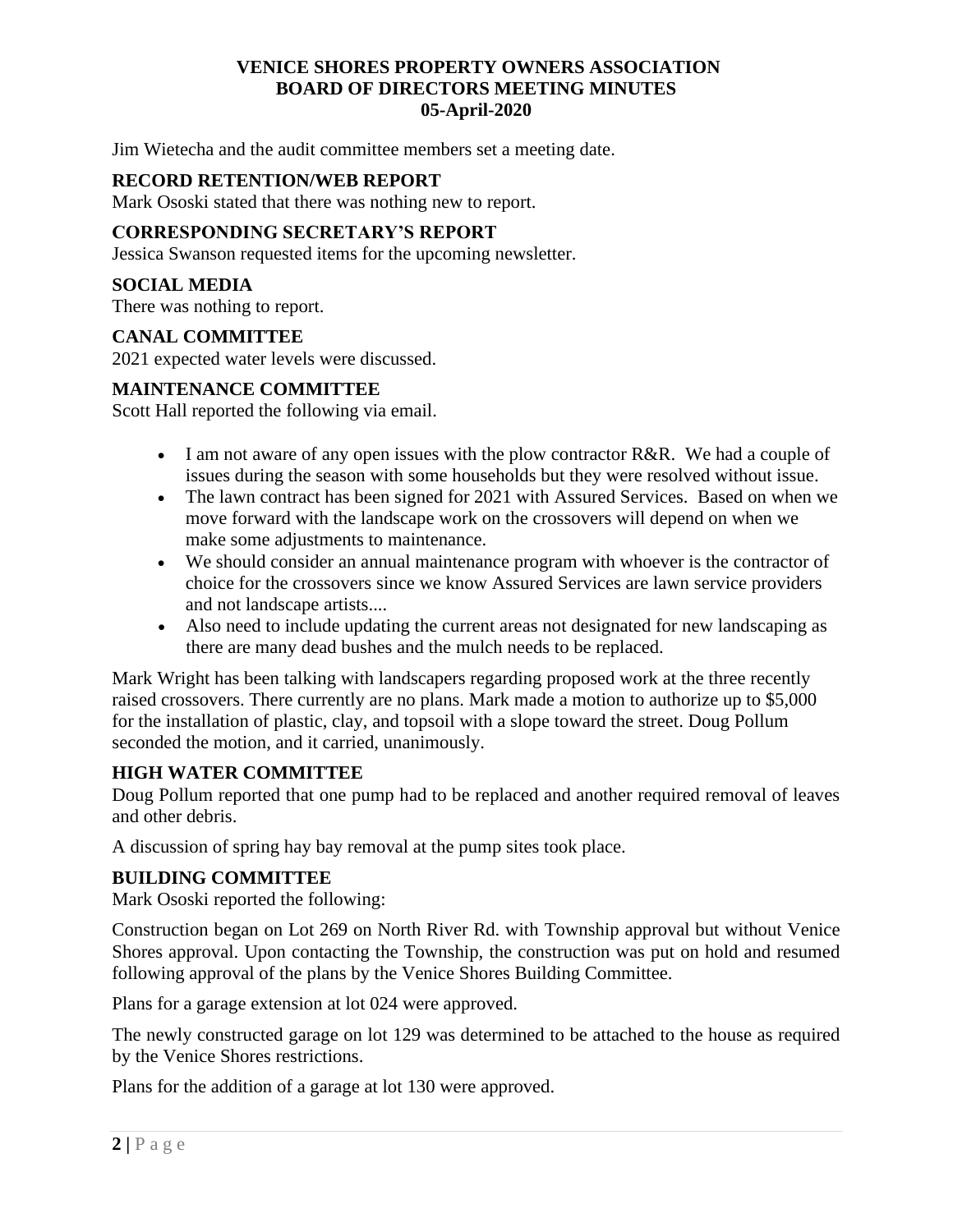Jim Wietecha and the audit committee members set a meeting date.

## RECORD RETENTION/WEB REPORT

Mark Ososki stated that there was nothing new to report.

## CORRESPONDING SECRETARY'S REPORT

Jessica Swanson requested items for the upcoming newsletter.

## SOCIAL MEDIA

There was nothing to report.

## CANAL COMMITTEE

2021 expected water levels were discussed.

## MAINTENANCE COMMITTEE

Scott Hall reported the following via email.

- I am not aware of any open issues with the plow contractor R&R. We had a couple of issues during the season with some households but they were resolved without issue.
- The lawn contract has been signed for 2021 with Assured Services. Based on when we move forward with the landscape work on the crossovers will depend on when we make some adjustments to maintenance.
- We should consider an annual maintenance program with whoever is the contractor of choice for the crossovers since we know Assured Services are lawn service providers and not landscape artists....
- Also need to include updating the current areas not designated for new landscaping as there are many dead bushes and the mulch needs to be replaced.

Mark Wright has been talking with landscapers regarding proposed work at the three recently raised crossovers. There currently are no plans. Mark made a motion to authorize up to $5,000 for the installation of plastic, clay, and topsoil with a slope toward the street. Doug Pollum seconded the motion, and it carried, unanimously.

## HIGH WATER COMMITTEE

Doug Pollum reported that one pump had to be replaced and another required removal of leaves and other debris.

A discussion of spring hay bay removal at the pump sites took place.

## BUILDING COMMITTEE

Mark Ososki reported the following:

Construction began on Lot 269 on North River Rd. with Township approval but without Venice Shores approval. Upon contacting the Township, the construction was put on hold and resumed following approval of the plans by the Venice Shores Building Committee.

Plans for a garage extension at lot 024 were approved.

The newly constructed garage on lot 129 was determined to be attached to the house as required by the Venice Shores restrictions.

Plans for the addition of a garage at lot 130 were approved.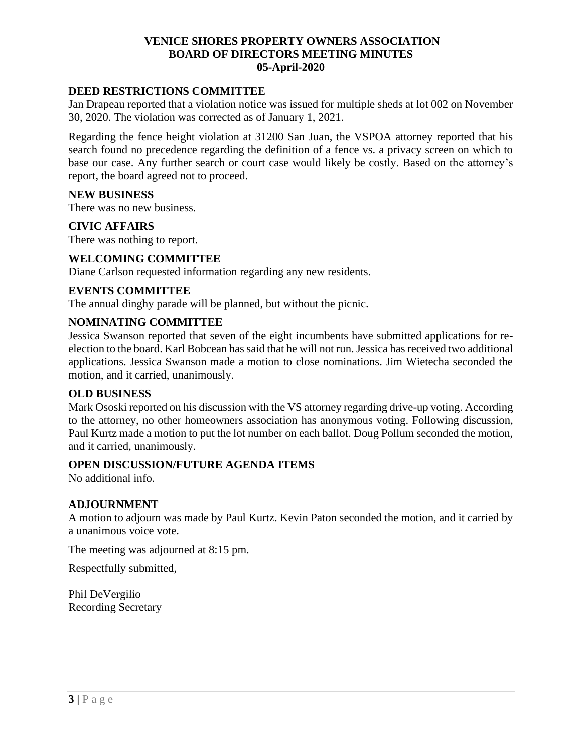**VENICE SHORES PROPERTY OWNERS ASSOCIATION**
**BOARD OF DIRECTORS MEETING MINUTES**
**05-April-2020**

## DEED RESTRICTIONS COMMITTEE

Jan Drapeau reported that a violation notice was issued for multiple sheds at lot 002 on November 30, 2020. The violation was corrected as of January 1, 2021.

Regarding the fence height violation at 31200 San Juan, the VSPOA attorney reported that his search found no precedence regarding the definition of a fence vs. a privacy screen on which to base our case. Any further search or court case would likely be costly. Based on the attorney's report, the board agreed not to proceed.

## NEW BUSINESS

There was no new business.

## CIVIC AFFAIRS

There was nothing to report.

## WELCOMING COMMITTEE

Diane Carlson requested information regarding any new residents.

## EVENTS COMMITTEE

The annual dinghy parade will be planned, but without the picnic.

## NOMINATING COMMITTEE

Jessica Swanson reported that seven of the eight incumbents have submitted applications for re-election to the board. Karl Bobcean has said that he will not run. Jessica has received two additional applications. Jessica Swanson made a motion to close nominations. Jim Wietecha seconded the motion, and it carried, unanimously.

## OLD BUSINESS

Mark Ososki reported on his discussion with the VS attorney regarding drive-up voting. According to the attorney, no other homeowners association has anonymous voting. Following discussion, Paul Kurtz made a motion to put the lot number on each ballot. Doug Pollum seconded the motion, and it carried, unanimously.

## OPEN DISCUSSION/FUTURE AGENDA ITEMS

No additional info.

## ADJOURNMENT

A motion to adjourn was made by Paul Kurtz. Kevin Paton seconded the motion, and it carried by a unanimous voice vote.

The meeting was adjourned at 8:15 pm.

Respectfully submitted,

Phil DeVergilio
Recording Secretary